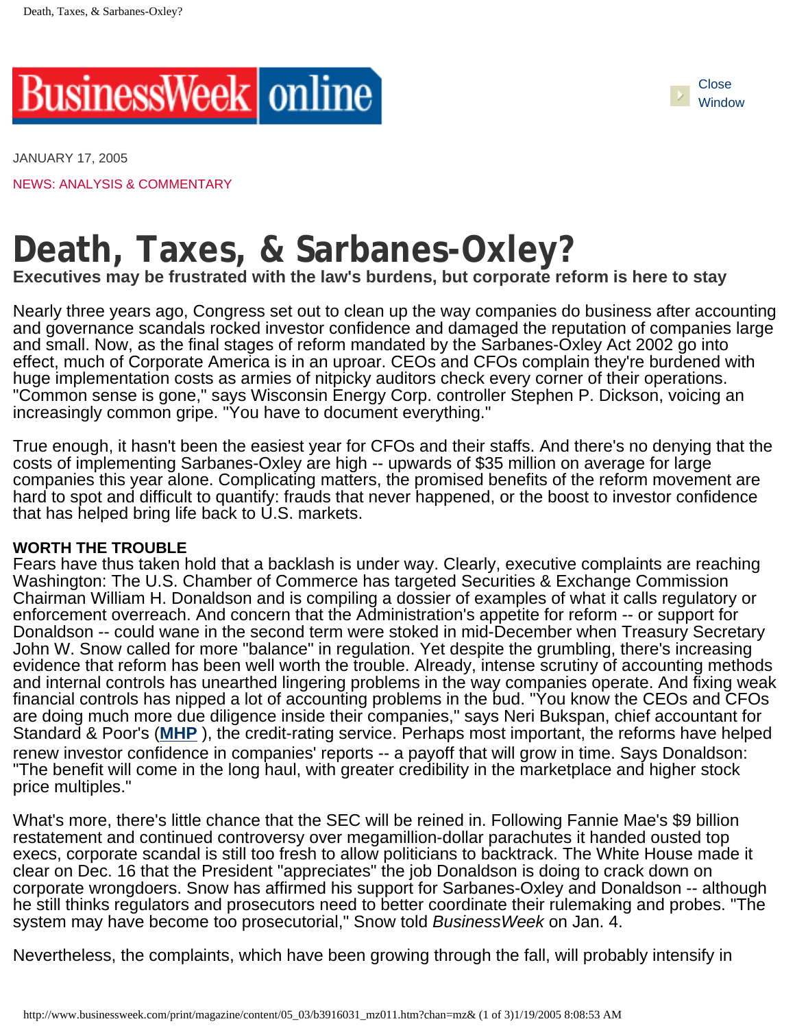JANUARY 17, 2005

NEWS: ANALYSIS & COMMENTARY

# Death, Taxes, & Sarbanes-Oxley?

**Executives may be frustrated with the law's burdens, but corporate reform is here to stay**

Nearly three years ago, Congress set out to clean up the way companies do business after accounting and governance scandals rocked investor confidence and damaged the reputation of companies large and small. Now, as the final stages of reform mandated by the Sarbanes-Oxley Act 2002 go into effect, much of Corporate America is in an uproar. CEOs and CFOs complain they're burdened with huge implementation costs as armies of nitpicky auditors check every corner of their operations. "Common sense is gone," says Wisconsin Energy Corp. controller Stephen P. Dickson, voicing an increasingly common gripe. "You have to document everything."

True enough, it hasn't been the easiest year for CFOs and their staffs. And there's no denying that the costs of implementing Sarbanes-Oxley are high -- upwards of $35 million on average for large companies this year alone. Complicating matters, the promised benefits of the reform movement are hard to spot and difficult to quantify: frauds that never happened, or the boost to investor confidence that has helped bring life back to U.S. markets.

**WORTH THE TROUBLE**

Fears have thus taken hold that a backlash is under way. Clearly, executive complaints are reaching Washington: The U.S. Chamber of Commerce has targeted Securities & Exchange Commission Chairman William H. Donaldson and is compiling a dossier of examples of what it calls regulatory or enforcement overreach. And concern that the Administration's appetite for reform -- or support for Donaldson -- could wane in the second term were stoked in mid-December when Treasury Secretary John W. Snow called for more "balance" in regulation. Yet despite the grumbling, there's increasing evidence that reform has been well worth the trouble. Already, intense scrutiny of accounting methods and internal controls has unearthed lingering problems in the way companies operate. And fixing weak financial controls has nipped a lot of accounting problems in the bud. "You know the CEOs and CFOs are doing much more due diligence inside their companies," says Neri Bukspan, chief accountant for Standard & Poor's (**MHP**), the credit-rating service. Perhaps most important, the reforms have helped renew investor confidence in companies' reports -- a payoff that will grow in time. Says Donaldson: "The benefit will come in the long haul, with greater credibility in the marketplace and higher stock price multiples."

What's more, there's little chance that the SEC will be reined in. Following Fannie Mae's $9 billion restatement and continued controversy over megamillion-dollar parachutes it handed ousted top execs, corporate scandal is still too fresh to allow politicians to backtrack. The White House made it clear on Dec. 16 that the President "appreciates" the job Donaldson is doing to crack down on corporate wrongdoers. Snow has affirmed his support for Sarbanes-Oxley and Donaldson -- although he still thinks regulators and prosecutors need to better coordinate their rulemaking and probes. "The system may have become too prosecutorial," Snow told *BusinessWeek* on Jan. 4.

Nevertheless, the complaints, which have been growing through the fall, will probably intensify in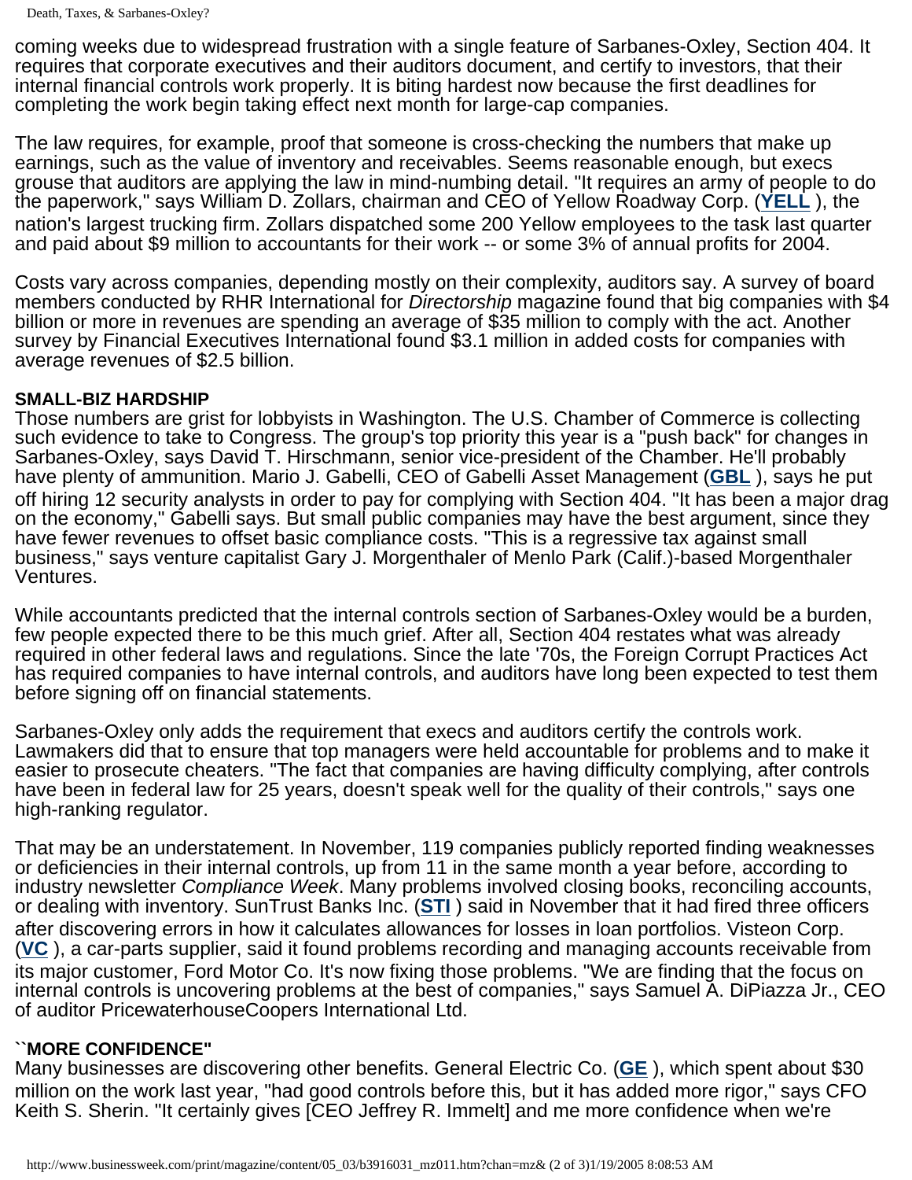coming weeks due to widespread frustration with a single feature of Sarbanes-Oxley, Section 404. It requires that corporate executives and their auditors document, and certify to investors, that their internal financial controls work properly. It is biting hardest now because the first deadlines for completing the work begin taking effect next month for large-cap companies.

The law requires, for example, proof that someone is cross-checking the numbers that make up earnings, such as the value of inventory and receivables. Seems reasonable enough, but execs grouse that auditors are applying the law in mind-numbing detail. "It requires an army of people to do the paperwork," says William D. Zollars, chairman and CEO of Yellow Roadway Corp. (**YELL** ), the nation's largest trucking firm. Zollars dispatched some 200 Yellow employees to the task last quarter and paid about $9 million to accountants for their work -- or some 3% of annual profits for 2004.

Costs vary across companies, depending mostly on their complexity, auditors say. A survey of board members conducted by RHR International for *Directorship* magazine found that big companies with $4 billion or more in revenues are spending an average of $35 million to comply with the act. Another survey by Financial Executives International found $3.1 million in added costs for companies with average revenues of $2.5 billion.

**SMALL-BIZ HARDSHIP**

Those numbers are grist for lobbyists in Washington. The U.S. Chamber of Commerce is collecting such evidence to take to Congress. The group's top priority this year is a "push back" for changes in Sarbanes-Oxley, says David T. Hirschmann, senior vice-president of the Chamber. He'll probably have plenty of ammunition. Mario J. Gabelli, CEO of Gabelli Asset Management (**GBL** ), says he put off hiring 12 security analysts in order to pay for complying with Section 404. "It has been a major drag on the economy," Gabelli says. But small public companies may have the best argument, since they have fewer revenues to offset basic compliance costs. "This is a regressive tax against small business," says venture capitalist Gary J. Morgenthaler of Menlo Park (Calif.)-based Morgenthaler Ventures.

While accountants predicted that the internal controls section of Sarbanes-Oxley would be a burden, few people expected there to be this much grief. After all, Section 404 restates what was already required in other federal laws and regulations. Since the late '70s, the Foreign Corrupt Practices Act has required companies to have internal controls, and auditors have long been expected to test them before signing off on financial statements.

Sarbanes-Oxley only adds the requirement that execs and auditors certify the controls work. Lawmakers did that to ensure that top managers were held accountable for problems and to make it easier to prosecute cheaters. "The fact that companies are having difficulty complying, after controls have been in federal law for 25 years, doesn't speak well for the quality of their controls," says one high-ranking regulator.

That may be an understatement. In November, 119 companies publicly reported finding weaknesses or deficiencies in their internal controls, up from 11 in the same month a year before, according to industry newsletter *Compliance Week*. Many problems involved closing books, reconciling accounts, or dealing with inventory. SunTrust Banks Inc. (**STI** ) said in November that it had fired three officers after discovering errors in how it calculates allowances for losses in loan portfolios. Visteon Corp. (**VC** ), a car-parts supplier, said it found problems recording and managing accounts receivable from its major customer, Ford Motor Co. It's now fixing those problems. "We are finding that the focus on internal controls is uncovering problems at the best of companies," says Samuel A. DiPiazza Jr., CEO of auditor PricewaterhouseCoopers International Ltd.

**``MORE CONFIDENCE"**

Many businesses are discovering other benefits. General Electric Co. (**GE** ), which spent about $30 million on the work last year, "had good controls before this, but it has added more rigor," says CFO Keith S. Sherin. "It certainly gives [CEO Jeffrey R. Immelt] and me more confidence when we're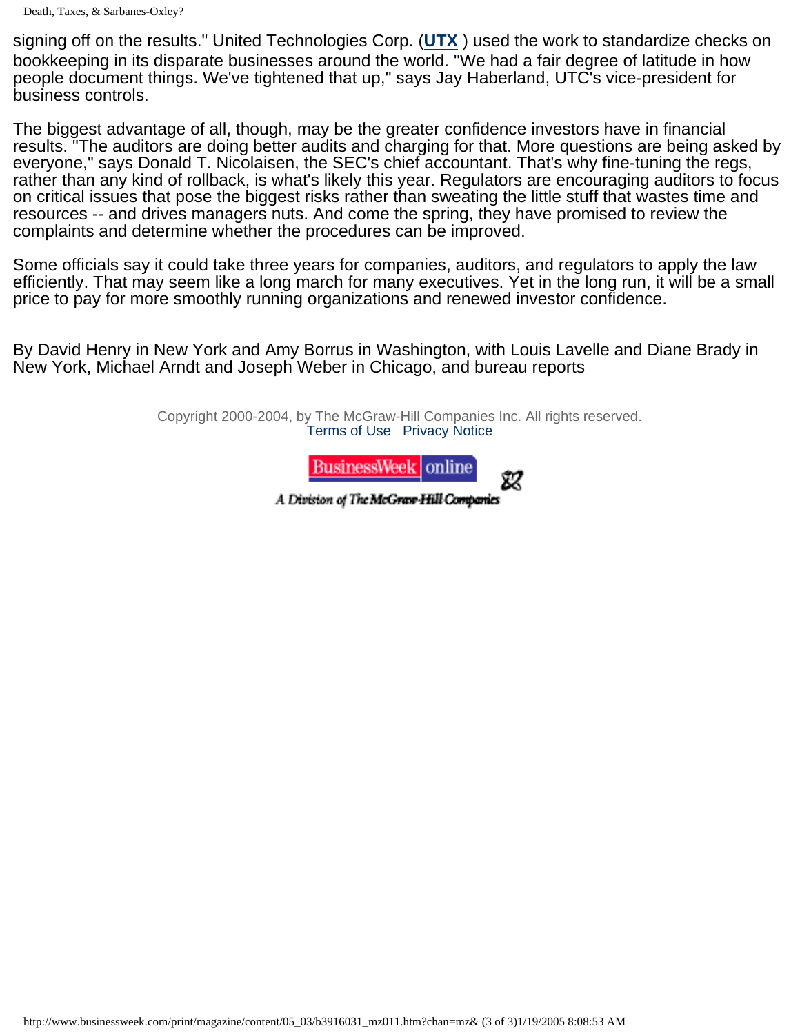signing off on the results." United Technologies Corp. (**UTX** ) used the work to standardize checks on bookkeeping in its disparate businesses around the world. "We had a fair degree of latitude in how people document things. We've tightened that up," says Jay Haberland, UTC's vice-president for business controls.

The biggest advantage of all, though, may be the greater confidence investors have in financial results. "The auditors are doing better audits and charging for that. More questions are being asked by everyone," says Donald T. Nicolaisen, the SEC's chief accountant. That's why fine-tuning the regs, rather than any kind of rollback, is what's likely this year. Regulators are encouraging auditors to focus on critical issues that pose the biggest risks rather than sweating the little stuff that wastes time and resources -- and drives managers nuts. And come the spring, they have promised to review the complaints and determine whether the procedures can be improved.

Some officials say it could take three years for companies, auditors, and regulators to apply the law efficiently. That may seem like a long march for many executives. Yet in the long run, it will be a small price to pay for more smoothly running organizations and renewed investor confidence.

By David Henry in New York and Amy Borrus in Washington, with Louis Lavelle and Diane Brady in New York, Michael Arndt and Joseph Weber in Chicago, and bureau reports

Copyright 2000-2004, by The McGraw-Hill Companies Inc. All rights reserved.
Terms of Use Privacy Notice

BusinessWeek online

A Division of The McGraw-Hill Companies